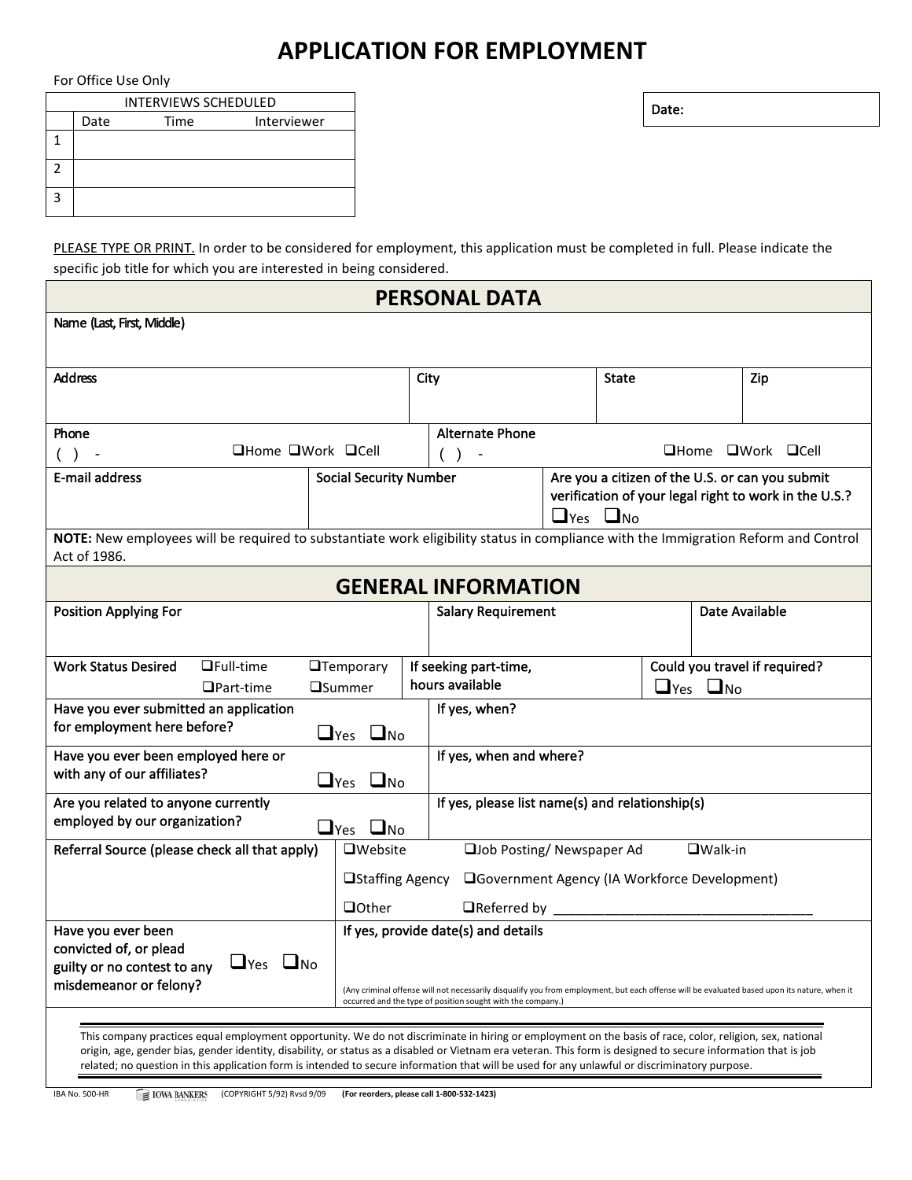# APPLICATION FOR EMPLOYMENT

For Office Use Only

| INTERVIEWS SCHEDULED | | | |
|---|---|---|---|
| | Date | Time | Interviewer |
| 1 | | | |
| 2 | | | |
| 3 | | | |

**Date:**

PLEASE TYPE OR PRINT. In order to be considered for employment, this application must be completed in full. Please indicate the specific job title for which you are interested in being considered.

## PERSONAL DATA

| Name (Last, First, Middle) | | | |
|---|---|---|---|
| **Address** | **City** | **State** | **Zip** |
| | | | |

| Phone | Alternate Phone |
|---|---|
| ( ) - ❑Home ❑Work ❑Cell | ( ) - ❑Home ❑Work ❑Cell |

| E-mail address | Social Security Number | Are you a citizen of the U.S. or can you submit verification of your legal right to work in the U.S.? ❑Yes ❑No |
|---|---|---|
| | | |

**NOTE:** New employees will be required to substantiate work eligibility status in compliance with the Immigration Reform and Control Act of 1986.

## GENERAL INFORMATION

| Position Applying For | Salary Requirement | Date Available |
|---|---|---|
| | | |

| Work Status Desired | If seeking part-time, hours available | Could you travel if required? |
|---|---|---|
| ❑Full-time ❑Temporary ❑Part-time ❑Summer | | ❑Yes ❑No |

| Question | | Details |
|---|---|---|
| Have you ever submitted an application for employment here before? | ❑Yes ❑No | If yes, when? |
| Have you ever been employed here or with any of our affiliates? | ❑Yes ❑No | If yes, when and where? |
| Are you related to anyone currently employed by our organization? | ❑Yes ❑No | If yes, please list name(s) and relationship(s) |

**Referral Source (please check all that apply)**
❑Website ❑Job Posting/ Newspaper Ad ❑Walk-in
❑Staffing Agency ❑Government Agency (IA Workforce Development)
❑Other ❑Referred by ___________________________________

| Have you ever been convicted of, or plead guilty or no contest to any misdemeanor or felony? ❑Yes ❑No | If yes, provide date(s) and details |
|---|---|
| | (Any criminal offense will not necessarily disqualify you from employment, but each offense will be evaluated based upon its nature, when it occurred and the type of position sought with the company.) |

This company practices equal employment opportunity. We do not discriminate in hiring or employment on the basis of race, color, religion, sex, national origin, age, gender bias, gender identity, disability, or status as a disabled or Vietnam era veteran. This form is designed to secure information that is job related; no question in this application form is intended to secure information that will be used for any unlawful or discriminatory purpose.

IBA No. 500-HR IOWA BANKERS (COPYRIGHT 5/92) Rvsd 9/09 **(For reorders, please call 1-800-532-1423)**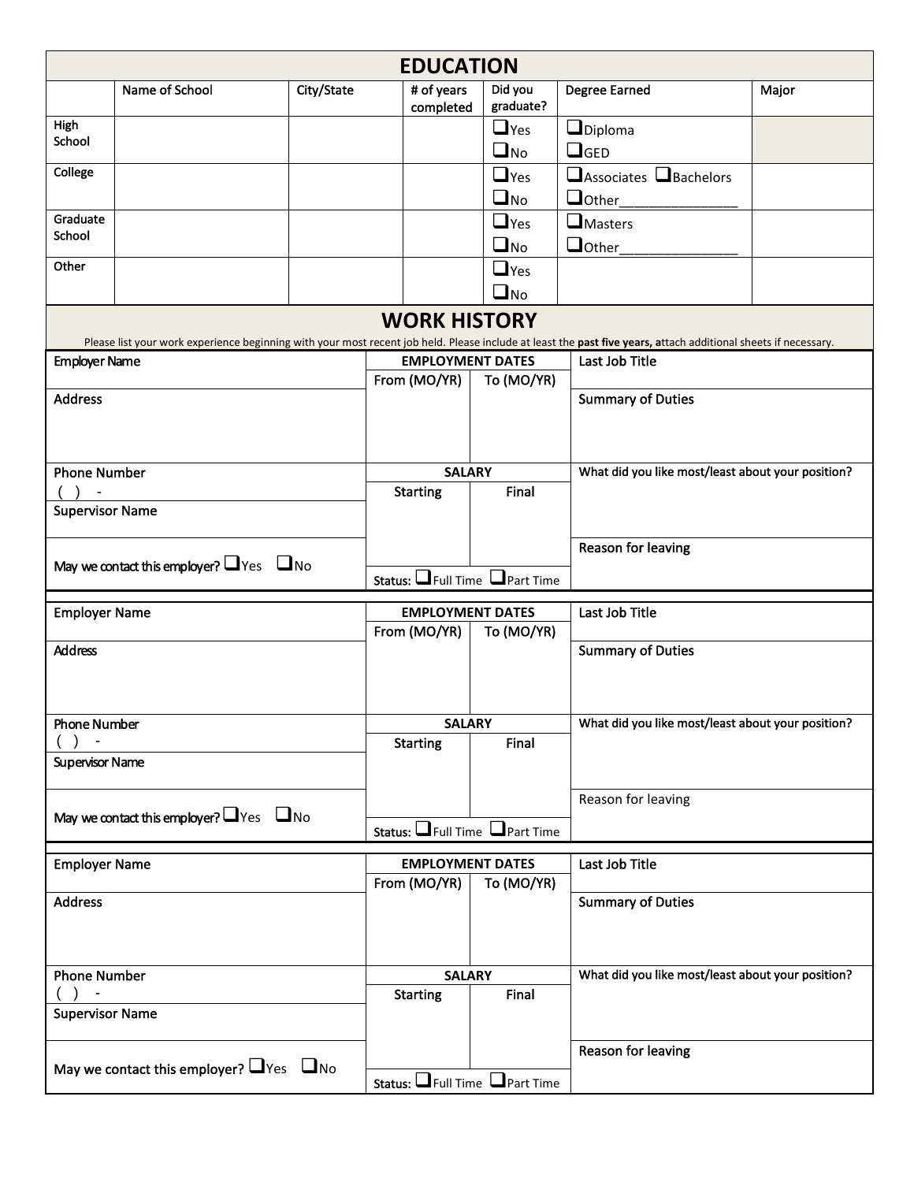## EDUCATION

| | Name of School | City/State | # of years completed | Did you graduate? | Degree Earned | Major |
|---|---|---|---|---|---|---|
| High School | | | | ☐Yes ☐No | ☐Diploma ☐GED | |
| College | | | | ☐Yes ☐No | ☐Associates ☐Bachelors ☐Other_______________ | |
| Graduate School | | | | ☐Yes ☐No | ☐Masters ☐Other_______________ | |
| Other | | | | ☐Yes ☐No | | |

## WORK HISTORY

Please list your work experience beginning with your most recent job held. Please include at least the **past five years, a**ttach additional sheets if necessary.

| Employer Name | EMPLOYMENT DATES | | Last Job Title |
|---|---|---|---|
| | From (MO/YR) | To (MO/YR) | |
| Address | | | Summary of Duties |
| Phone Number ( ) - | SALARY | | What did you like most/least about your position? |
| Supervisor Name | Starting | Final | |
| May we contact this employer? ☐Yes ☐No | Status: ☐Full Time ☐Part Time | | Reason for leaving |

| Employer Name | EMPLOYMENT DATES | | Last Job Title |
|---|---|---|---|
| | From (MO/YR) | To (MO/YR) | |
| Address | | | Summary of Duties |
| Phone Number ( ) - | SALARY | | What did you like most/least about your position? |
| Supervisor Name | Starting | Final | |
| May we contact this employer? ☐Yes ☐No | Status: ☐Full Time ☐Part Time | | Reason for leaving |

| Employer Name | EMPLOYMENT DATES | | Last Job Title |
|---|---|---|---|
| | From (MO/YR) | To (MO/YR) | |
| Address | | | Summary of Duties |
| Phone Number ( ) - | SALARY | | What did you like most/least about your position? |
| Supervisor Name | Starting | Final | |
| May we contact this employer? ☐Yes ☐No | Status: ☐Full Time ☐Part Time | | Reason for leaving |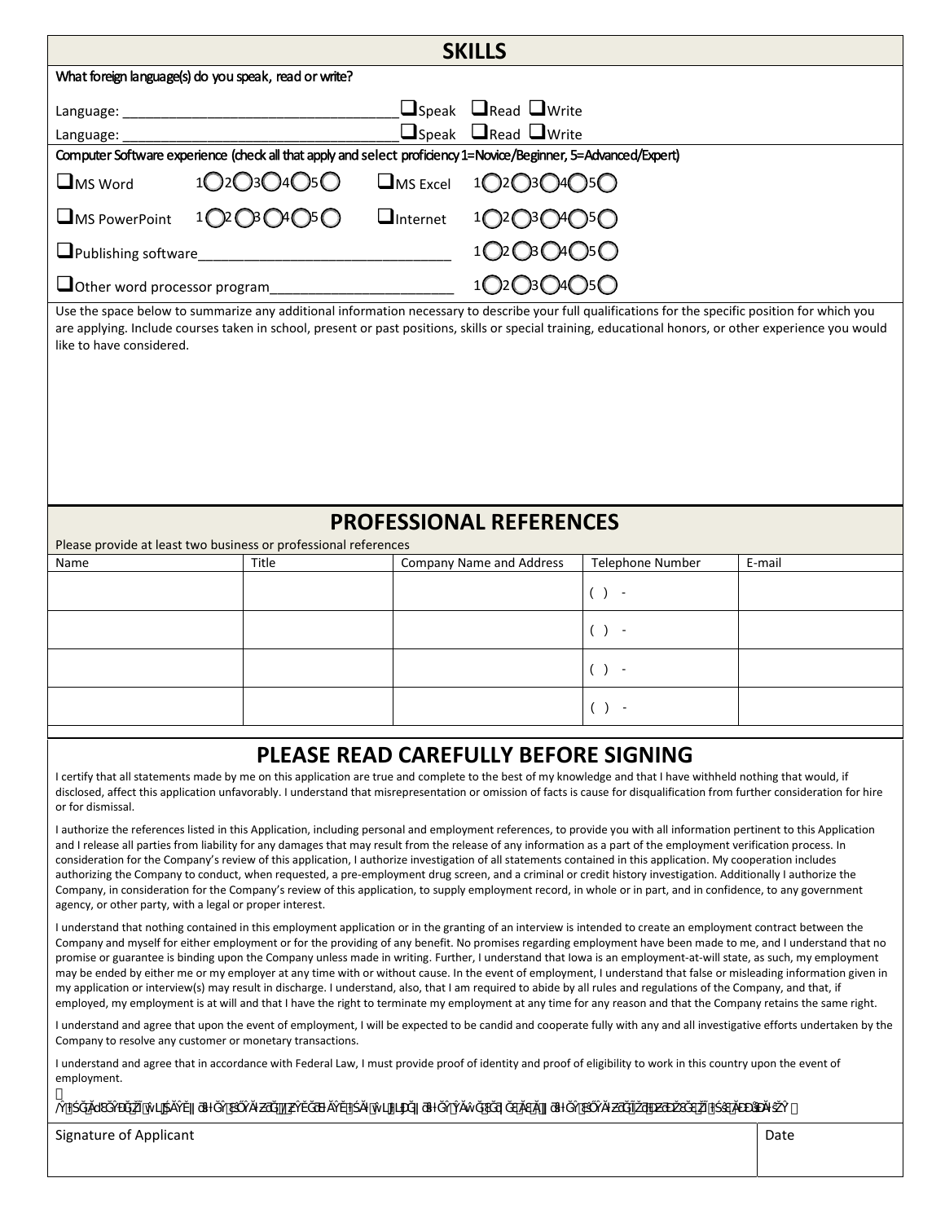## SKILLS

What foreign language(s) do you speak, read or write?

Language: ____________________________________ ❑Speak ❑Read ❑Write

Language: ____________________________________ ❑Speak ❑Read ❑Write

Computer Software experience (check all that apply and select proficiency 1=Novice/Beginner, 5=Advanced/Expert)

❑MS Word 1◯2◯3◯4◯5◯ ❑MS Excel 1◯2◯3◯4◯5◯

❑MS PowerPoint 1◯2◯3◯4◯5◯ ❑Internet 1◯2◯3◯4◯5◯

❑Publishing software________________________________ 1◯2◯3◯4◯5◯

❑Other word processor program________________________ 1◯2◯3◯4◯5◯

Use the space below to summarize any additional information necessary to describe your full qualifications for the specific position for which you are applying. Include courses taken in school, present or past positions, skills or special training, educational honors, or other experience you would like to have considered.

## PROFESSIONAL REFERENCES

Please provide at least two business or professional references

| Name | Title | Company Name and Address | Telephone Number | E-mail |
|---|---|---|---|---|
| | | | ( ) - | |
| | | | ( ) - | |
| | | | ( ) - | |
| | | | ( ) - | |

## PLEASE READ CAREFULLY BEFORE SIGNING

I certify that all statements made by me on this application are true and complete to the best of my knowledge and that I have withheld nothing that would, if disclosed, affect this application unfavorably. I understand that misrepresentation or omission of facts is cause for disqualification from further consideration for hire or for dismissal.

I authorize the references listed in this Application, including personal and employment references, to provide you with all information pertinent to this Application and I release all parties from liability for any damages that may result from the release of any information as a part of the employment verification process. In consideration for the Company's review of this application, I authorize investigation of all statements contained in this application. My cooperation includes authorizing the Company to conduct, when requested, a pre-employment drug screen, and a criminal or credit history investigation. Additionally I authorize the Company, in consideration for the Company's review of this application, to supply employment record, in whole or in part, and in confidence, to any government agency, or other party, with a legal or proper interest.

I understand that nothing contained in this employment application or in the granting of an interview is intended to create an employment contract between the Company and myself for either employment or for the providing of any benefit. No promises regarding employment have been made to me, and I understand that no promise or guarantee is binding upon the Company unless made in writing. Further, I understand that Iowa is an employment-at-will state, as such, my employment may be ended by either me or my employer at any time with or without cause. In the event of employment, I understand that false or misleading information given in my application or interview(s) may result in discharge. I understand, also, that I am required to abide by all rules and regulations of the Company, and that, if employed, my employment is at will and that I have the right to terminate my employment at any time for any reason and that the Company retains the same right.

I understand and agree that upon the event of employment, I will be expected to be candid and cooperate fully with any and all investigative efforts undertaken by the Company to resolve any customer or monetary transactions.

I understand and agree that in accordance with Federal Law, I must provide proof of identity and proof of eligibility to work in this country upon the event of employment.

| Signature of Applicant | Date |
|---|---|
| | |